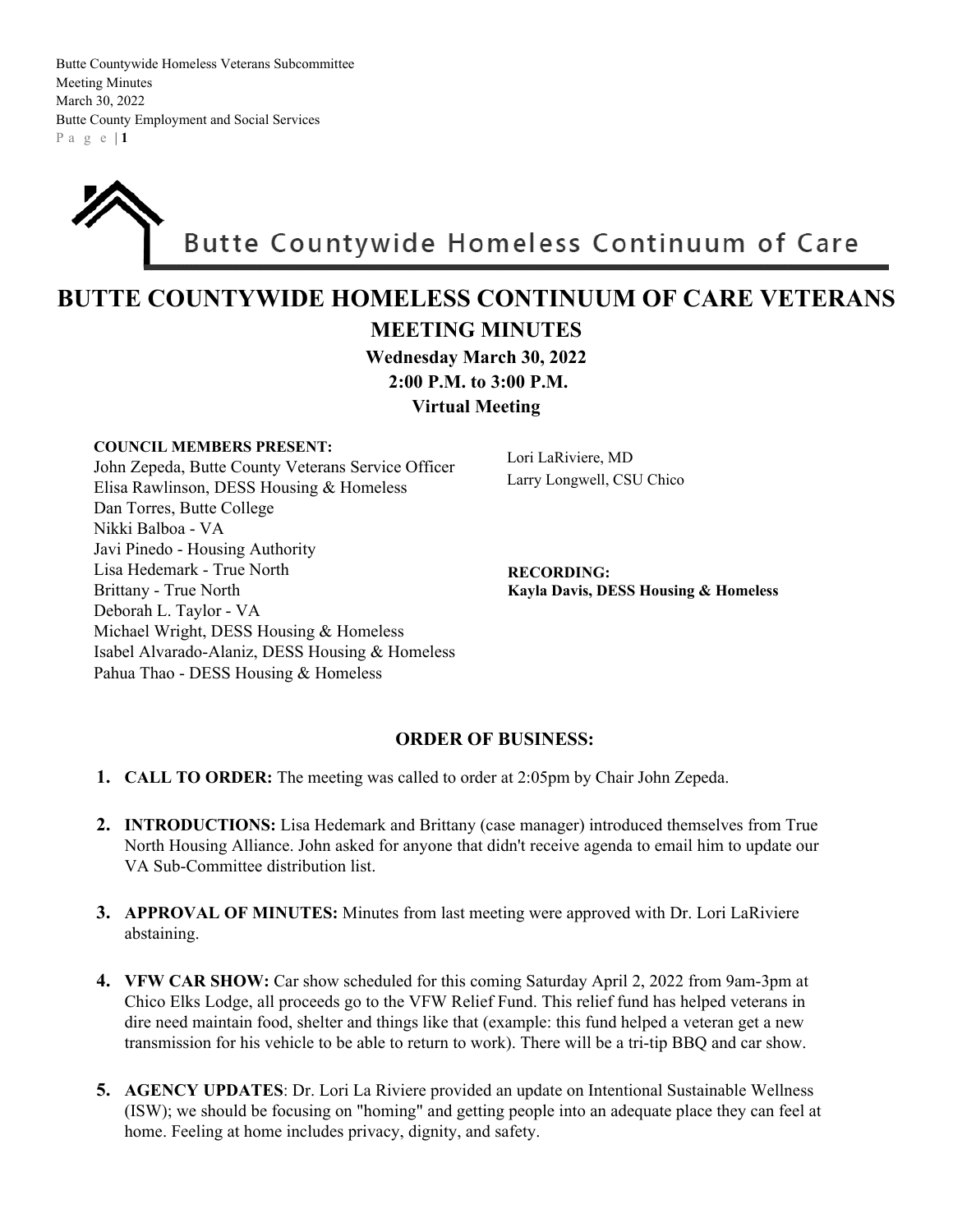Butte Countywide Homeless Continuum of Care

# BUTTE COUNTYWIDE HOMELESS CONTINUUM OF CARE VETERANS

## MEETING MINUTES

**Wednesday March 30, 2022**
**2:00 P.M. to 3:00 P.M.**
**Virtual Meeting**

**COUNCIL MEMBERS PRESENT:**
John Zepeda, Butte County Veterans Service Officer
Elisa Rawlinson, DESS Housing & Homeless
Dan Torres, Butte College
Nikki Balboa - VA
Javi Pinedo - Housing Authority
Lisa Hedemark - True North
Brittany - True North
Deborah L. Taylor - VA
Michael Wright, DESS Housing & Homeless
Isabel Alvarado-Alaniz, DESS Housing & Homeless
Pahua Thao - DESS Housing & Homeless
Lori LaRiviere, MD
Larry Longwell, CSU Chico

**RECORDING:**
**Kayla Davis, DESS Housing & Homeless**

### ORDER OF BUSINESS:

1. **CALL TO ORDER:** The meeting was called to order at 2:05pm by Chair John Zepeda.

2. **INTRODUCTIONS:** Lisa Hedemark and Brittany (case manager) introduced themselves from True North Housing Alliance. John asked for anyone that didn't receive agenda to email him to update our VA Sub-Committee distribution list.

3. **APPROVAL OF MINUTES:** Minutes from last meeting were approved with Dr. Lori LaRiviere abstaining.

4. **VFW CAR SHOW:** Car show scheduled for this coming Saturday April 2, 2022 from 9am-3pm at Chico Elks Lodge, all proceeds go to the VFW Relief Fund. This relief fund has helped veterans in dire need maintain food, shelter and things like that (example: this fund helped a veteran get a new transmission for his vehicle to be able to return to work). There will be a tri-tip BBQ and car show.

5. **AGENCY UPDATES**: Dr. Lori La Riviere provided an update on Intentional Sustainable Wellness (ISW); we should be focusing on "homing" and getting people into an adequate place they can feel at home. Feeling at home includes privacy, dignity, and safety.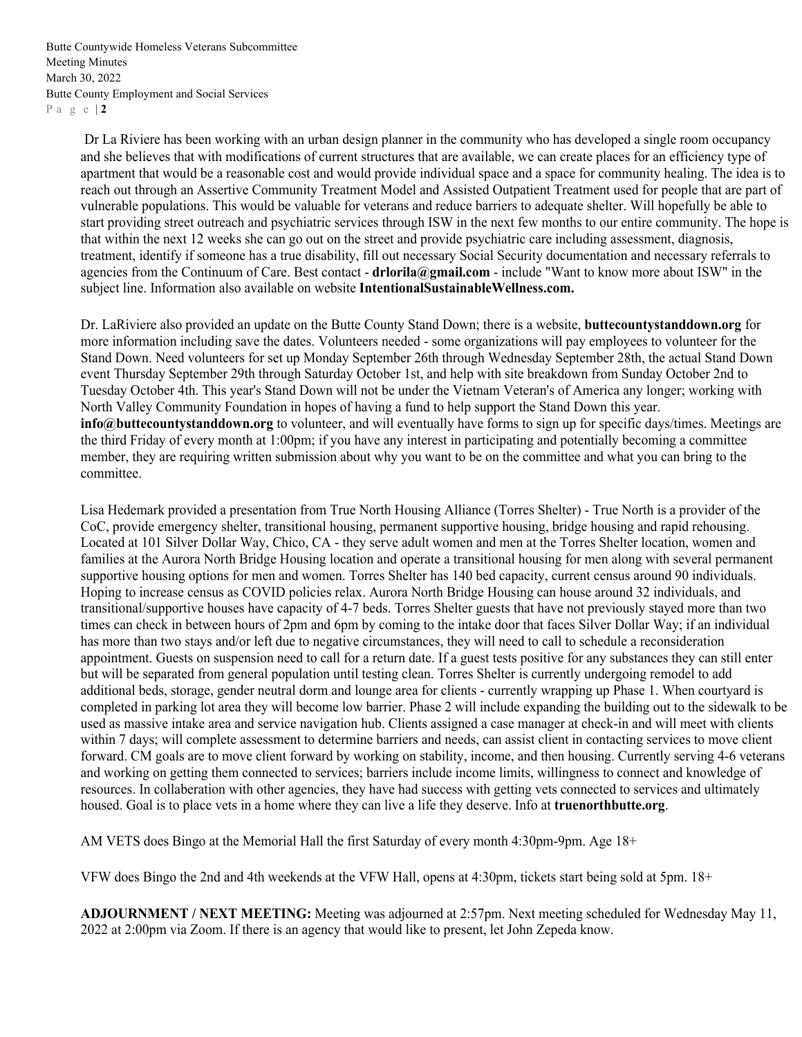Dr La Riviere has been working with an urban design planner in the community who has developed a single room occupancy and she believes that with modifications of current structures that are available, we can create places for an efficiency type of apartment that would be a reasonable cost and would provide individual space and a space for community healing. The idea is to reach out through an Assertive Community Treatment Model and Assisted Outpatient Treatment used for people that are part of vulnerable populations. This would be valuable for veterans and reduce barriers to adequate shelter. Will hopefully be able to start providing street outreach and psychiatric services through ISW in the next few months to our entire community. The hope is that within the next 12 weeks she can go out on the street and provide psychiatric care including assessment, diagnosis, treatment, identify if someone has a true disability, fill out necessary Social Security documentation and necessary referrals to agencies from the Continuum of Care. Best contact - **drlorila@gmail.com** - include "Want to know more about ISW" in the subject line. Information also available on website **IntentionalSustainableWellness.com.**

Dr. LaRiviere also provided an update on the Butte County Stand Down; there is a website, **buttecountystanddown.org** for more information including save the dates. Volunteers needed - some organizations will pay employees to volunteer for the Stand Down. Need volunteers for set up Monday September 26th through Wednesday September 28th, the actual Stand Down event Thursday September 29th through Saturday October 1st, and help with site breakdown from Sunday October 2nd to Tuesday October 4th. This year's Stand Down will not be under the Vietnam Veteran's of America any longer; working with North Valley Community Foundation in hopes of having a fund to help support the Stand Down this year. **info@buttecountystanddown.org** to volunteer, and will eventually have forms to sign up for specific days/times. Meetings are the third Friday of every month at 1:00pm; if you have any interest in participating and potentially becoming a committee member, they are requiring written submission about why you want to be on the committee and what you can bring to the committee.

Lisa Hedemark provided a presentation from True North Housing Alliance (Torres Shelter) - True North is a provider of the CoC, provide emergency shelter, transitional housing, permanent supportive housing, bridge housing and rapid rehousing. Located at 101 Silver Dollar Way, Chico, CA - they serve adult women and men at the Torres Shelter location, women and families at the Aurora North Bridge Housing location and operate a transitional housing for men along with several permanent supportive housing options for men and women. Torres Shelter has 140 bed capacity, current census around 90 individuals. Hoping to increase census as COVID policies relax. Aurora North Bridge Housing can house around 32 individuals, and transitional/supportive houses have capacity of 4-7 beds. Torres Shelter guests that have not previously stayed more than two times can check in between hours of 2pm and 6pm by coming to the intake door that faces Silver Dollar Way; if an individual has more than two stays and/or left due to negative circumstances, they will need to call to schedule a reconsideration appointment. Guests on suspension need to call for a return date. If a guest tests positive for any substances they can still enter but will be separated from general population until testing clean. Torres Shelter is currently undergoing remodel to add additional beds, storage, gender neutral dorm and lounge area for clients - currently wrapping up Phase 1. When courtyard is completed in parking lot area they will become low barrier. Phase 2 will include expanding the building out to the sidewalk to be used as massive intake area and service navigation hub. Clients assigned a case manager at check-in and will meet with clients within 7 days; will complete assessment to determine barriers and needs, can assist client in contacting services to move client forward. CM goals are to move client forward by working on stability, income, and then housing. Currently serving 4-6 veterans and working on getting them connected to services; barriers include income limits, willingness to connect and knowledge of resources. In collaberation with other agencies, they have had success with getting vets connected to services and ultimately housed. Goal is to place vets in a home where they can live a life they deserve. Info at **truenorthbutte.org**.

AM VETS does Bingo at the Memorial Hall the first Saturday of every month 4:30pm-9pm. Age 18+

VFW does Bingo the 2nd and 4th weekends at the VFW Hall, opens at 4:30pm, tickets start being sold at 5pm. 18+

**ADJOURNMENT / NEXT MEETING:** Meeting was adjourned at 2:57pm. Next meeting scheduled for Wednesday May 11, 2022 at 2:00pm via Zoom. If there is an agency that would like to present, let John Zepeda know.